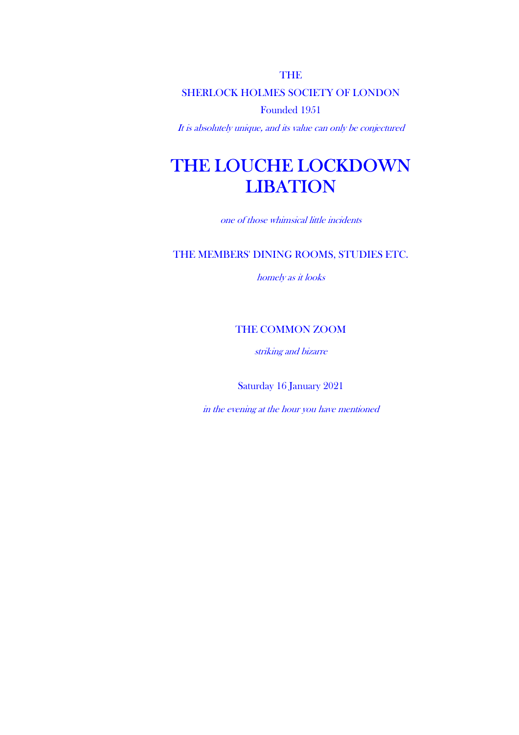THE

SHERLOCK HOLMES SOCIETY OF LONDON

Founded 1951

*It is absolutely unique, and its value can only be conjectured*

# THE LOUCHE LOCKDOWN LIBATION

*one of those whimsical little incidents*

THE MEMBERS' DINING ROOMS, STUDIES ETC.

*homely as it looks*

THE COMMON ZOOM

*striking and bizarre*

Saturday 16 January 2021

*in the evening at the hour you have mentioned*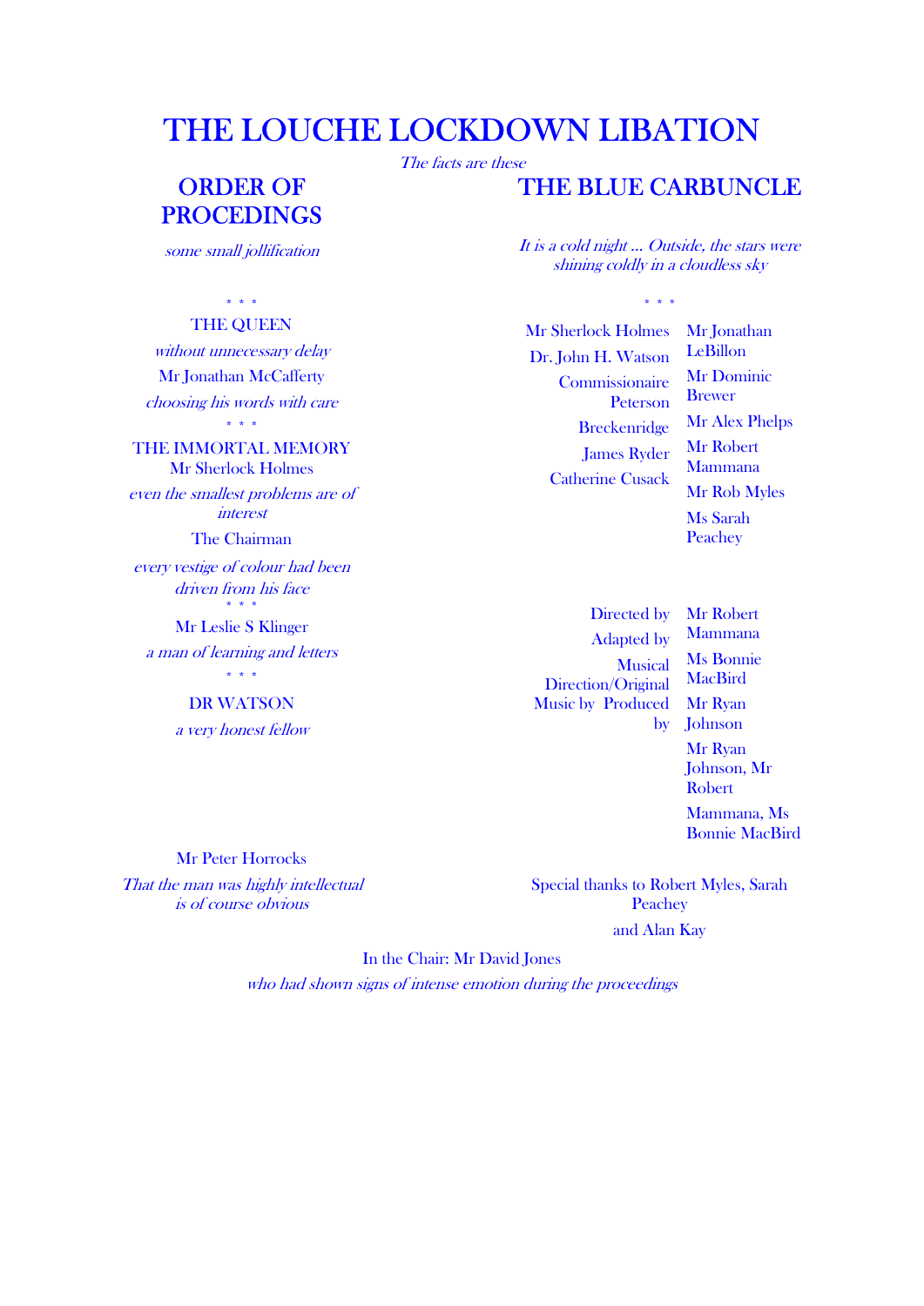# THE LOUCHE LOCKDOWN LIBATION

*The facts are these*

## ORDER OF PROCEDINGS

*some small jollification*

\* \* \*

THE QUEEN

*without unnecessary delay*

Mr Jonathan McCafferty

*choosing his words with care*

\* \* \*

THE IMMORTAL MEMORY
Mr Sherlock Holmes

*even the smallest problems are of interest*

The Chairman

*every vestige of colour had been driven from his face*

\* \* \*

Mr Leslie S Klinger

*a man of learning and letters*

\* \* \*

DR WATSON

*a very honest fellow*

Mr Peter Horrocks

*That the man was highly intellectual is of course obvious*

## THE BLUE CARBUNCLE

*It is a cold night ... Outside, the stars were shining coldly in a cloudless sky*

\* \* \*

| | |
|---|---|
| Mr Sherlock Holmes | Mr Jonathan LeBillon |
| Dr. John H. Watson | Mr Dominic Brewer |
| Commissionaire Peterson | Mr Alex Phelps |
| Breckenridge | Mr Robert Mammana |
| James Ryder | Mr Rob Myles |
| Catherine Cusack | Ms Sarah Peachey |

| | |
|---|---|
| Directed by | Mr Robert Mammana |
| Adapted by | Ms Bonnie MacBird |
| Musical Direction/Original Music by | Mr Ryan Johnson |
| Produced by | Mr Ryan Johnson, Mr Robert Mammana, Ms Bonnie MacBird |

Special thanks to Robert Myles, Sarah Peachey and Alan Kay

In the Chair: Mr David Jones

*who had shown signs of intense emotion during the proceedings*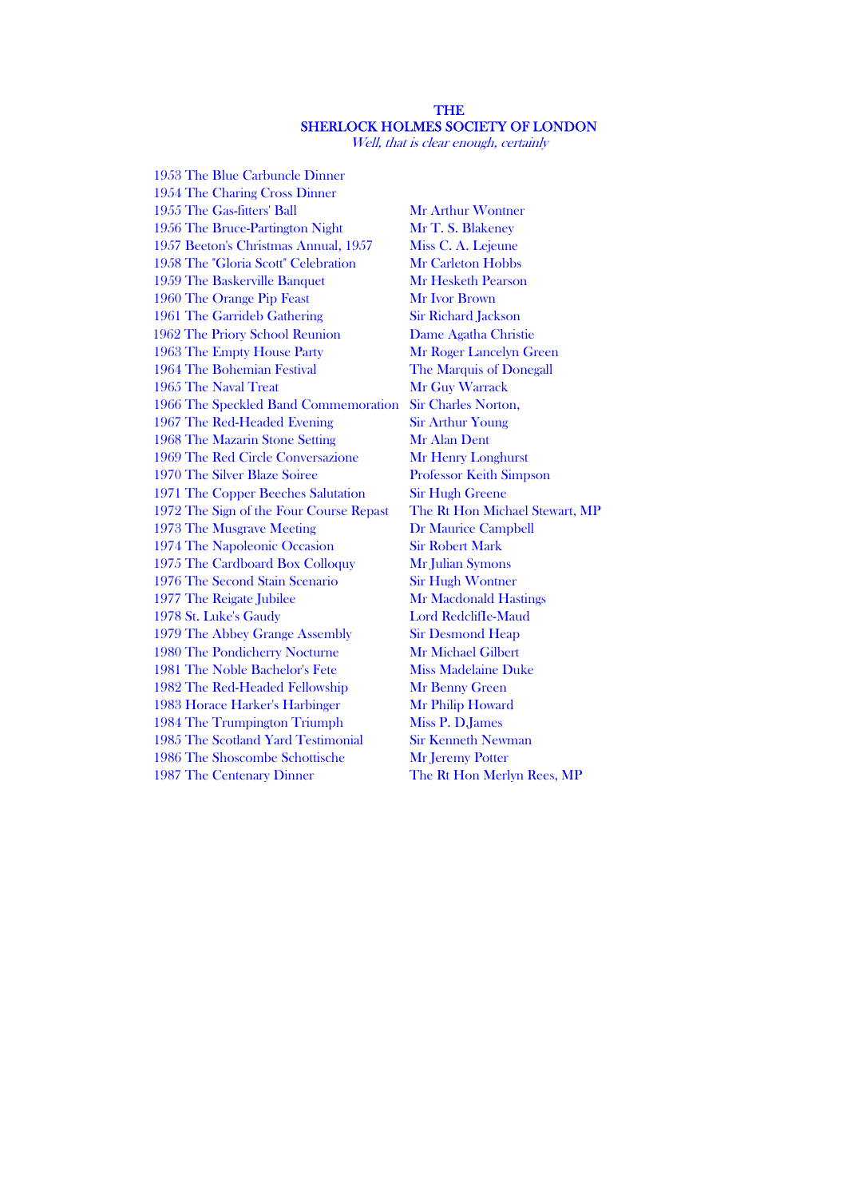# THE SHERLOCK HOLMES SOCIETY OF LONDON

*Well, that is clear enough, certainly*

| | |
|---|---|
| 1953 The Blue Carbuncle Dinner | |
| 1954 The Charing Cross Dinner | |
| 1955 The Gas-fitters' Ball | Mr Arthur Wontner |
| 1956 The Bruce-Partington Night | Mr T. S. Blakeney |
| 1957 Beeton's Christmas Annual, 1957 | Miss C. A. Lejeune |
| 1958 The "Gloria Scott" Celebration | Mr Carleton Hobbs |
| 1959 The Baskerville Banquet | Mr Hesketh Pearson |
| 1960 The Orange Pip Feast | Mr Ivor Brown |
| 1961 The Garrideb Gathering | Sir Richard Jackson |
| 1962 The Priory School Reunion | Dame Agatha Christie |
| 1963 The Empty House Party | Mr Roger Lancelyn Green |
| 1964 The Bohemian Festival | The Marquis of Donegall |
| 1965 The Naval Treat | Mr Guy Warrack |
| 1966 The Speckled Band Commemoration | Sir Charles Norton, |
| 1967 The Red-Headed Evening | Sir Arthur Young |
| 1968 The Mazarin Stone Setting | Mr Alan Dent |
| 1969 The Red Circle Conversazione | Mr Henry Longhurst |
| 1970 The Silver Blaze Soiree | Professor Keith Simpson |
| 1971 The Copper Beeches Salutation | Sir Hugh Greene |
| 1972 The Sign of the Four Course Repast | The Rt Hon Michael Stewart, MP |
| 1973 The Musgrave Meeting | Dr Maurice Campbell |
| 1974 The Napoleonic Occasion | Sir Robert Mark |
| 1975 The Cardboard Box Colloquy | Mr Julian Symons |
| 1976 The Second Stain Scenario | Sir Hugh Wontner |
| 1977 The Reigate Jubilee | Mr Macdonald Hastings |
| 1978 St. Luke's Gaudy | Lord Redcliffe-Maud |
| 1979 The Abbey Grange Assembly | Sir Desmond Heap |
| 1980 The Pondicherry Nocturne | Mr Michael Gilbert |
| 1981 The Noble Bachelor's Fete | Miss Madelaine Duke |
| 1982 The Red-Headed Fellowship | Mr Benny Green |
| 1983 Horace Harker's Harbinger | Mr Philip Howard |
| 1984 The Trumpington Triumph | Miss P. D.James |
| 1985 The Scotland Yard Testimonial | Sir Kenneth Newman |
| 1986 The Shoscombe Schottische | Mr Jeremy Potter |
| 1987 The Centenary Dinner | The Rt Hon Merlyn Rees, MP |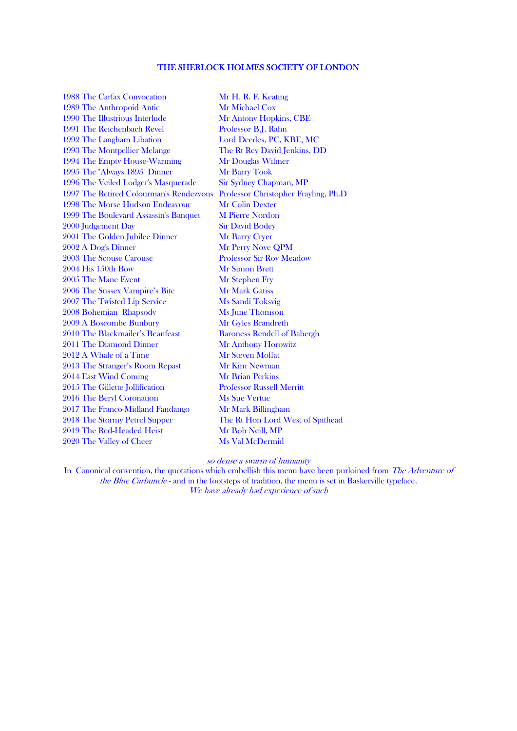# THE SHERLOCK HOLMES SOCIETY OF LONDON

| | |
|---|---|
| 1988 The Carfax Convocation | Mr H. R. F. Keating |
| 1989 The Anthropoid Antic | Mr Michael Cox |
| 1990 The Illustrious Interlude | Mr Antony Hopkins, CBE |
| 1991 The Reichenbach Revel | Professor B.J. Rahn |
| 1992 The Langham Libation | Lord Deedes, PC, KBE, MC |
| 1993 The Montpellier Melange | The Rt Rev David Jenkins, DD |
| 1994 The Empty House-Warming | Mr Douglas Wilmer |
| 1995 The "Always 1895" Dinner | Mr Barry Took |
| 1996 The Veiled Lodger's Masquerade | Sir Sydney Chapman, MP |
| 1997 The Retired Colourman's Rendezvous | Professor Christopher Frayling, Ph.D |
| 1998 The Morse Hudson Endeavour | Mr Colin Dexter |
| 1999 The Boulevard Assassin's Banquet | M Pierre Nordon |
| 2000 Judgement Day | Sir David Bodey |
| 2001 The Golden Jubilee Dinner | Mr Barry Cryer |
| 2002 A Dog's Dinner | Mr Perry Nove QPM |
| 2003 The Scouse Carouse | Professor Sir Roy Meadow |
| 2004 His 150th Bow | Mr Simon Brett |
| 2005 The Mane Event | Mr Stephen Fry |
| 2006 The Sussex Vampire's Bite | Mr Mark Gatiss |
| 2007 The Twisted Lip Service | Ms Sandi Toksvig |
| 2008 Bohemian Rhapsody | Ms June Thomson |
| 2009 A Boscombe Bunbury | Mr Gyles Brandreth |
| 2010 The Blackmailer's Beanfeast | Baroness Rendell of Babergh |
| 2011 The Diamond Dinner | Mr Anthony Horowitz |
| 2012 A Whale of a Time | Mr Steven Moffat |
| 2013 The Stranger's Room Repast | Mr Kim Newman |
| 2014 East Wind Coming | Mr Brian Perkins |
| 2015 The Gillette Jollification | Professor Russell Merritt |
| 2016 The Beryl Coronation | Ms Sue Vertue |
| 2017 The Franco-Midland Fandango | Mr Mark Billingham |
| 2018 The Stormy Petrel Supper | The Rt Hon Lord West of Spithead |
| 2019 The Red-Headed Heist | Mr Bob Neill, MP |
| 2020 The Valley of Cheer | Ms Val McDermid |

*so dense a swarm of humanity*

In Canonical convention, the quotations which embellish this menu have been purloined from *The Adventure of the Blue Carbuncle* - and in the footsteps of tradition, the menu is set in Baskerville typeface.

*We have already had experience of such*